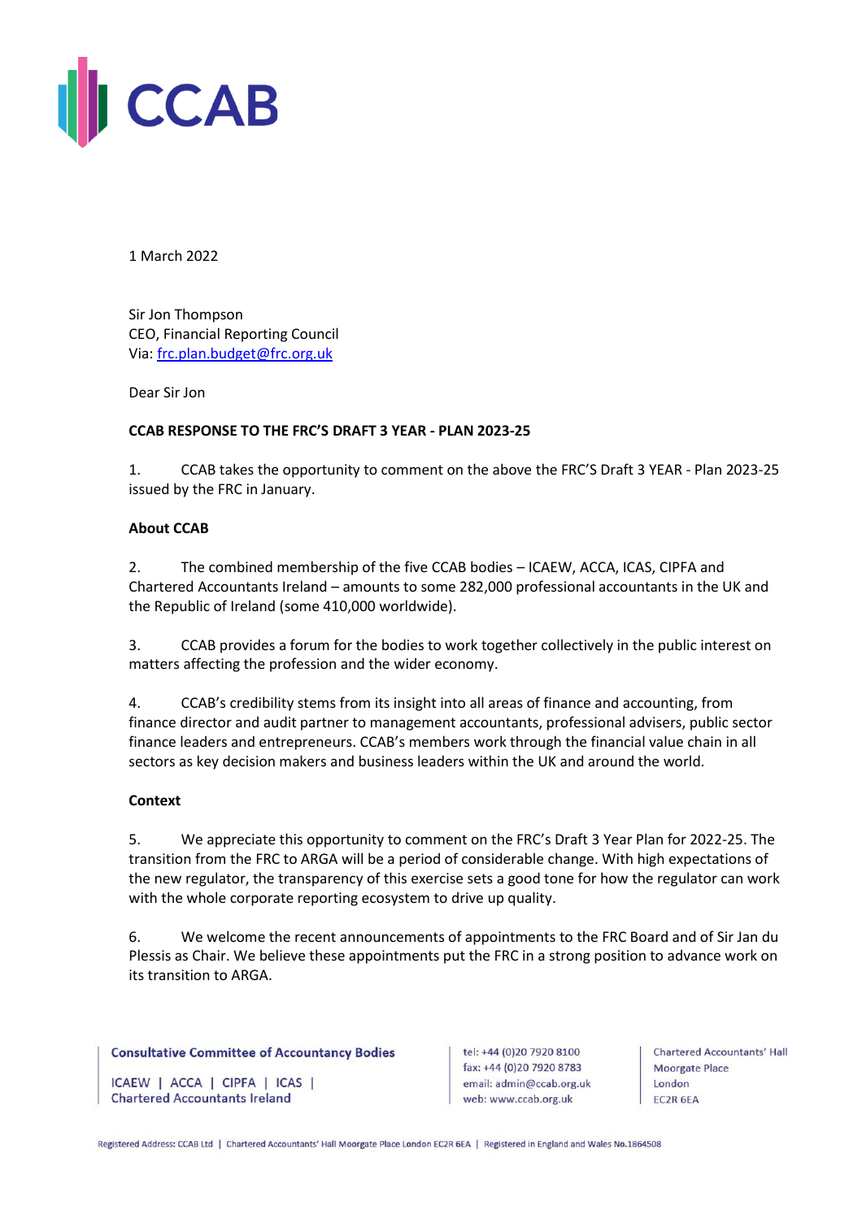CCAB

1 March 2022

Sir Jon Thompson
CEO, Financial Reporting Council
Via: frc.plan.budget@frc.org.uk

Dear Sir Jon

**CCAB RESPONSE TO THE FRC'S DRAFT 3 YEAR - PLAN 2023-25**

1. CCAB takes the opportunity to comment on the above the FRC'S Draft 3 YEAR - Plan 2023-25 issued by the FRC in January.

**About CCAB**

2. The combined membership of the five CCAB bodies – ICAEW, ACCA, ICAS, CIPFA and Chartered Accountants Ireland – amounts to some 282,000 professional accountants in the UK and the Republic of Ireland (some 410,000 worldwide).

3. CCAB provides a forum for the bodies to work together collectively in the public interest on matters affecting the profession and the wider economy.

4. CCAB's credibility stems from its insight into all areas of finance and accounting, from finance director and audit partner to management accountants, professional advisers, public sector finance leaders and entrepreneurs. CCAB's members work through the financial value chain in all sectors as key decision makers and business leaders within the UK and around the world.

**Context**

5. We appreciate this opportunity to comment on the FRC's Draft 3 Year Plan for 2022-25. The transition from the FRC to ARGA will be a period of considerable change. With high expectations of the new regulator, the transparency of this exercise sets a good tone for how the regulator can work with the whole corporate reporting ecosystem to drive up quality.

6. We welcome the recent announcements of appointments to the FRC Board and of Sir Jan du Plessis as Chair. We believe these appointments put the FRC in a strong position to advance work on its transition to ARGA.

Consultative Committee of Accountancy Bodies

ICAEW | ACCA | CIPFA | ICAS | Chartered Accountants Ireland

tel: +44 (0)20 7920 8100
fax: +44 (0)20 7920 8783
email: admin@ccab.org.uk
web: www.ccab.org.uk

Chartered Accountants' Hall
Moorgate Place
London
EC2R 6EA

Registered Address: CCAB Ltd | Chartered Accountants' Hall Moorgate Place London EC2R 6EA | Registered in England and Wales No.1864508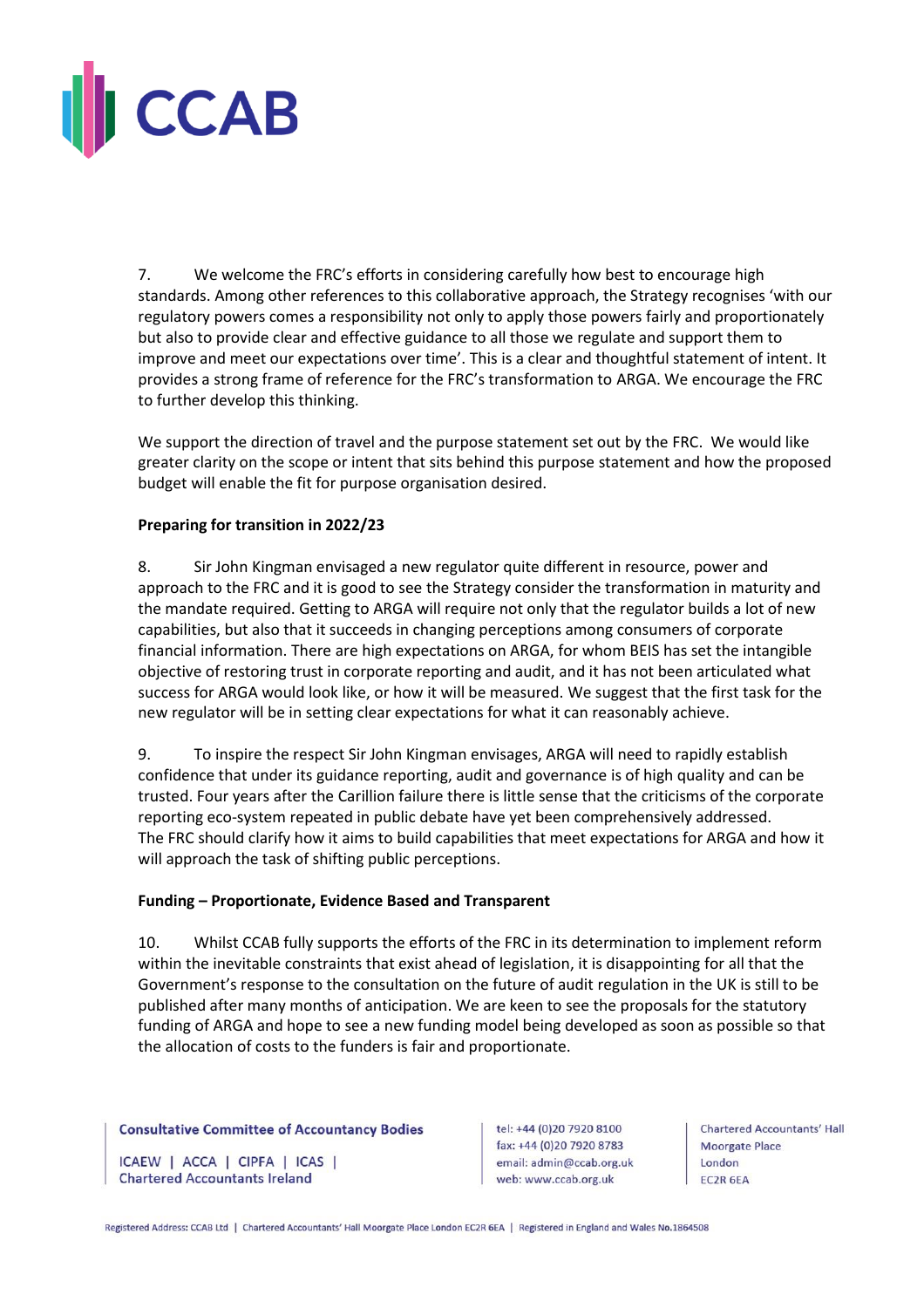7. We welcome the FRC's efforts in considering carefully how best to encourage high standards. Among other references to this collaborative approach, the Strategy recognises 'with our regulatory powers comes a responsibility not only to apply those powers fairly and proportionately but also to provide clear and effective guidance to all those we regulate and support them to improve and meet our expectations over time'. This is a clear and thoughtful statement of intent. It provides a strong frame of reference for the FRC's transformation to ARGA. We encourage the FRC to further develop this thinking.

We support the direction of travel and the purpose statement set out by the FRC. We would like greater clarity on the scope or intent that sits behind this purpose statement and how the proposed budget will enable the fit for purpose organisation desired.

**Preparing for transition in 2022/23**

8. Sir John Kingman envisaged a new regulator quite different in resource, power and approach to the FRC and it is good to see the Strategy consider the transformation in maturity and the mandate required. Getting to ARGA will require not only that the regulator builds a lot of new capabilities, but also that it succeeds in changing perceptions among consumers of corporate financial information. There are high expectations on ARGA, for whom BEIS has set the intangible objective of restoring trust in corporate reporting and audit, and it has not been articulated what success for ARGA would look like, or how it will be measured. We suggest that the first task for the new regulator will be in setting clear expectations for what it can reasonably achieve.

9. To inspire the respect Sir John Kingman envisages, ARGA will need to rapidly establish confidence that under its guidance reporting, audit and governance is of high quality and can be trusted. Four years after the Carillion failure there is little sense that the criticisms of the corporate reporting eco-system repeated in public debate have yet been comprehensively addressed. The FRC should clarify how it aims to build capabilities that meet expectations for ARGA and how it will approach the task of shifting public perceptions.

**Funding – Proportionate, Evidence Based and Transparent**

10. Whilst CCAB fully supports the efforts of the FRC in its determination to implement reform within the inevitable constraints that exist ahead of legislation, it is disappointing for all that the Government's response to the consultation on the future of audit regulation in the UK is still to be published after many months of anticipation. We are keen to see the proposals for the statutory funding of ARGA and hope to see a new funding model being developed as soon as possible so that the allocation of costs to the funders is fair and proportionate.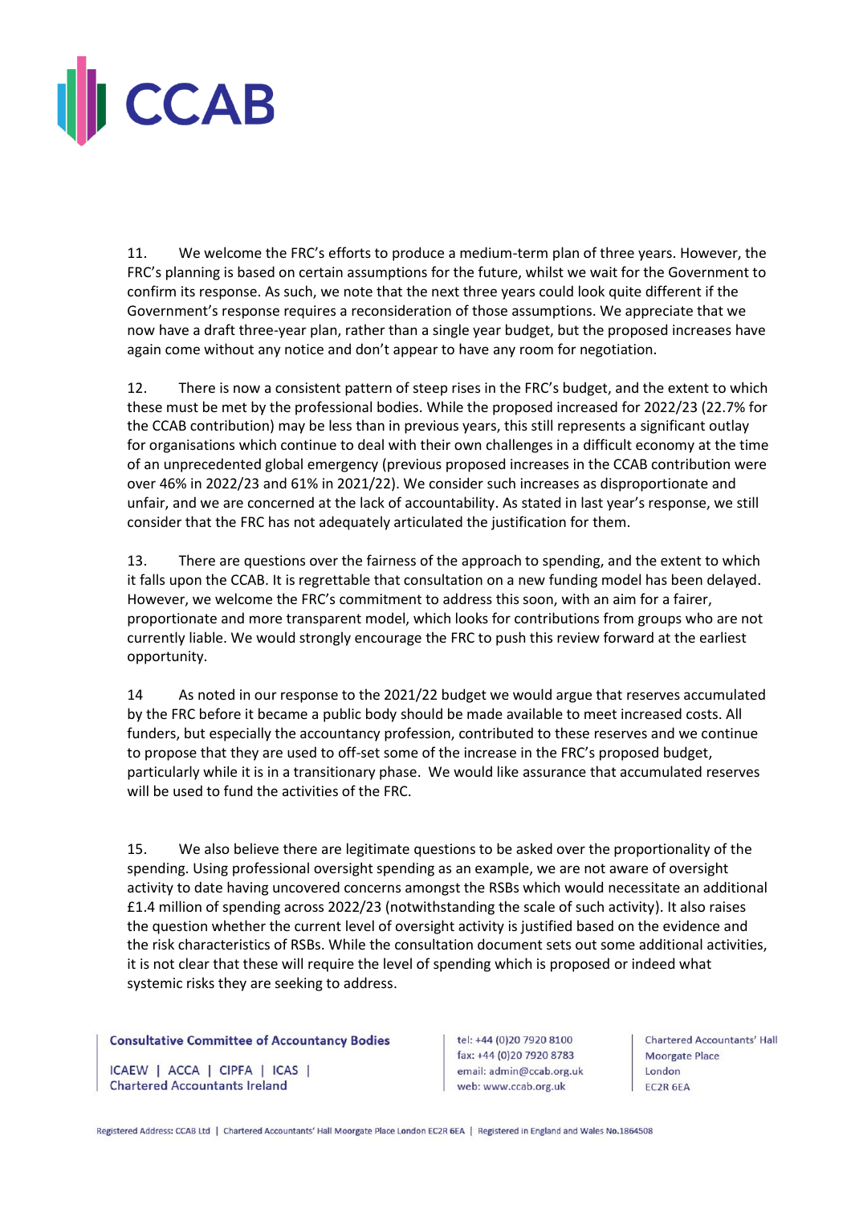11. We welcome the FRC's efforts to produce a medium-term plan of three years. However, the FRC's planning is based on certain assumptions for the future, whilst we wait for the Government to confirm its response. As such, we note that the next three years could look quite different if the Government's response requires a reconsideration of those assumptions. We appreciate that we now have a draft three-year plan, rather than a single year budget, but the proposed increases have again come without any notice and don't appear to have any room for negotiation.

12. There is now a consistent pattern of steep rises in the FRC's budget, and the extent to which these must be met by the professional bodies. While the proposed increased for 2022/23 (22.7% for the CCAB contribution) may be less than in previous years, this still represents a significant outlay for organisations which continue to deal with their own challenges in a difficult economy at the time of an unprecedented global emergency (previous proposed increases in the CCAB contribution were over 46% in 2022/23 and 61% in 2021/22). We consider such increases as disproportionate and unfair, and we are concerned at the lack of accountability. As stated in last year's response, we still consider that the FRC has not adequately articulated the justification for them.

13. There are questions over the fairness of the approach to spending, and the extent to which it falls upon the CCAB. It is regrettable that consultation on a new funding model has been delayed. However, we welcome the FRC's commitment to address this soon, with an aim for a fairer, proportionate and more transparent model, which looks for contributions from groups who are not currently liable. We would strongly encourage the FRC to push this review forward at the earliest opportunity.

14 As noted in our response to the 2021/22 budget we would argue that reserves accumulated by the FRC before it became a public body should be made available to meet increased costs. All funders, but especially the accountancy profession, contributed to these reserves and we continue to propose that they are used to off-set some of the increase in the FRC's proposed budget, particularly while it is in a transitionary phase. We would like assurance that accumulated reserves will be used to fund the activities of the FRC.

15. We also believe there are legitimate questions to be asked over the proportionality of the spending. Using professional oversight spending as an example, we are not aware of oversight activity to date having uncovered concerns amongst the RSBs which would necessitate an additional £1.4 million of spending across 2022/23 (notwithstanding the scale of such activity). It also raises the question whether the current level of oversight activity is justified based on the evidence and the risk characteristics of RSBs. While the consultation document sets out some additional activities, it is not clear that these will require the level of spending which is proposed or indeed what systemic risks they are seeking to address.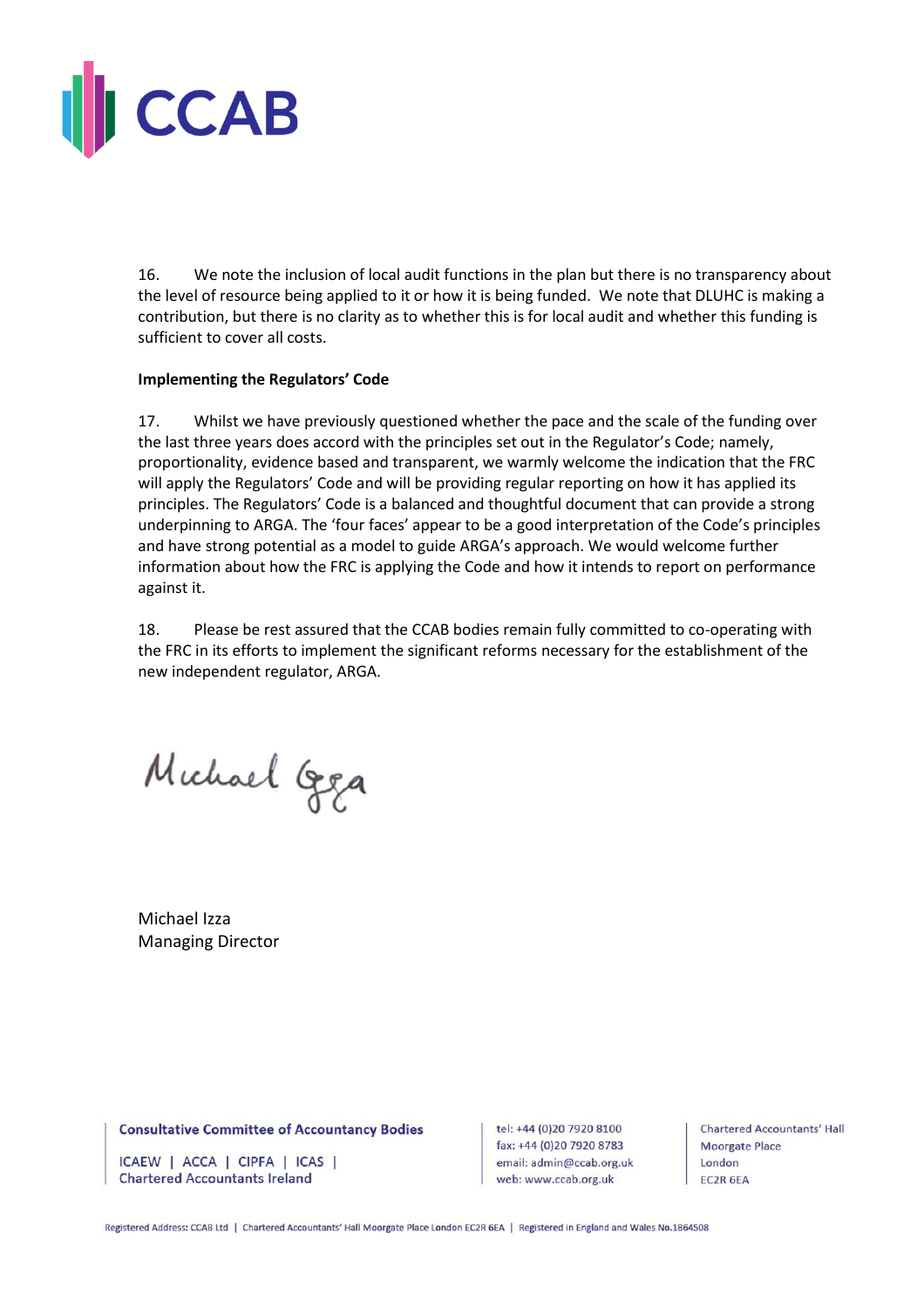16. We note the inclusion of local audit functions in the plan but there is no transparency about the level of resource being applied to it or how it is being funded. We note that DLUHC is making a contribution, but there is no clarity as to whether this is for local audit and whether this funding is sufficient to cover all costs.

**Implementing the Regulators' Code**

17. Whilst we have previously questioned whether the pace and the scale of the funding over the last three years does accord with the principles set out in the Regulator's Code; namely, proportionality, evidence based and transparent, we warmly welcome the indication that the FRC will apply the Regulators' Code and will be providing regular reporting on how it has applied its principles. The Regulators' Code is a balanced and thoughtful document that can provide a strong underpinning to ARGA. The 'four faces' appear to be a good interpretation of the Code's principles and have strong potential as a model to guide ARGA's approach. We would welcome further information about how the FRC is applying the Code and how it intends to report on performance against it.

18. Please be rest assured that the CCAB bodies remain fully committed to co-operating with the FRC in its efforts to implement the significant reforms necessary for the establishment of the new independent regulator, ARGA.

Michael Izza
Managing Director

**Consultative Committee of Accountancy Bodies**

ICAEW | ACCA | CIPFA | ICAS | Chartered Accountants Ireland

tel: +44 (0)20 7920 8100
fax: +44 (0)20 7920 8783
email: admin@ccab.org.uk
web: www.ccab.org.uk

Chartered Accountants' Hall
Moorgate Place
London
EC2R 6EA

Registered Address: CCAB Ltd | Chartered Accountants' Hall Moorgate Place London EC2R 6EA | Registered in England and Wales No.1864508